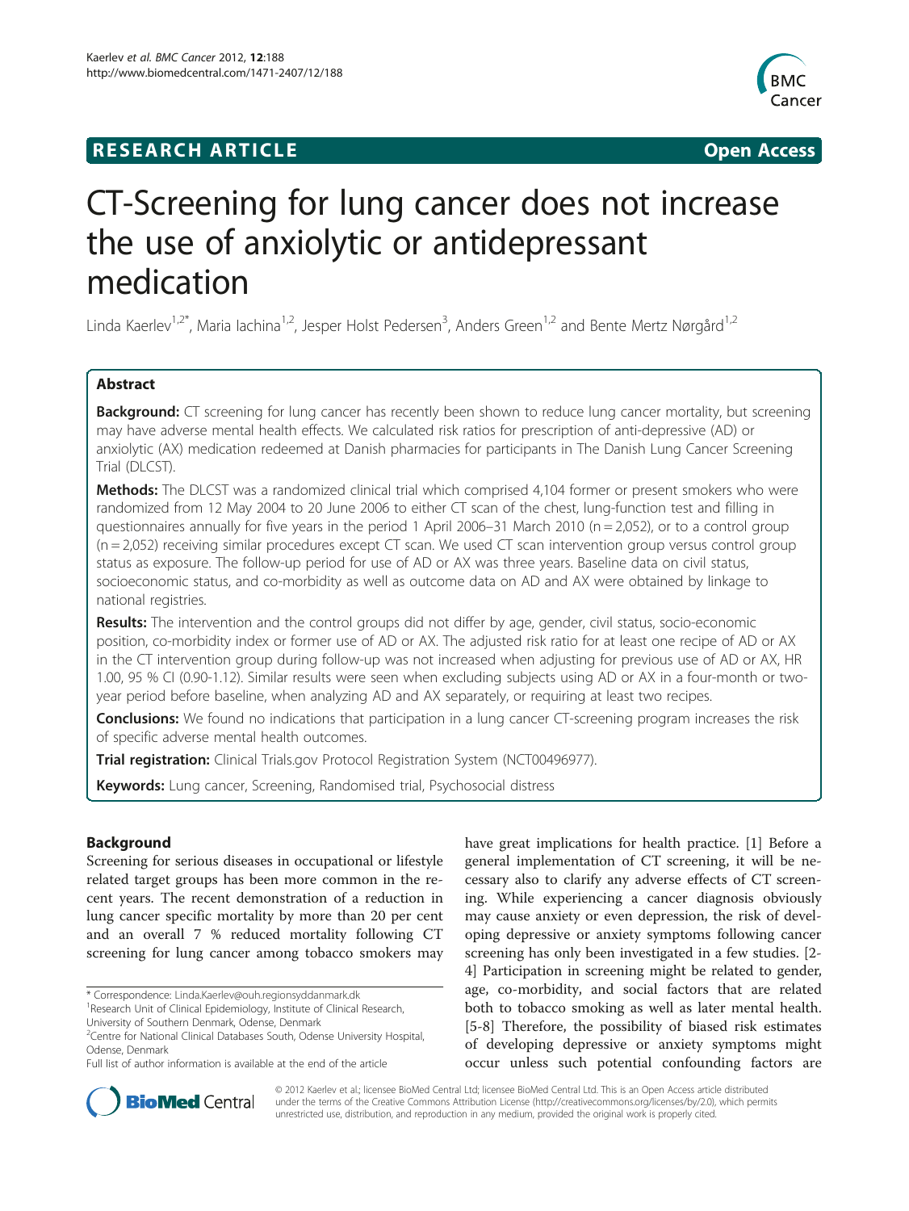**RESEARCH ARTICLE** **Open Access**

# CT-Screening for lung cancer does not increase the use of anxiolytic or antidepressant medication

Linda Kaerlev[1,2*], Maria Iachina[1,2], Jesper Holst Pedersen[3], Anders Green[1,2] and Bente Mertz Nørgård[1,2]

## Abstract

**Background:** CT screening for lung cancer has recently been shown to reduce lung cancer mortality, but screening may have adverse mental health effects. We calculated risk ratios for prescription of anti-depressive (AD) or anxiolytic (AX) medication redeemed at Danish pharmacies for participants in The Danish Lung Cancer Screening Trial (DLCST).

**Methods:** The DLCST was a randomized clinical trial which comprised 4,104 former or present smokers who were randomized from 12 May 2004 to 20 June 2006 to either CT scan of the chest, lung-function test and filling in questionnaires annually for five years in the period 1 April 2006–31 March 2010 (n = 2,052), or to a control group (n = 2,052) receiving similar procedures except CT scan. We used CT scan intervention group versus control group status as exposure. The follow-up period for use of AD or AX was three years. Baseline data on civil status, socioeconomic status, and co-morbidity as well as outcome data on AD and AX were obtained by linkage to national registries.

**Results:** The intervention and the control groups did not differ by age, gender, civil status, socio-economic position, co-morbidity index or former use of AD or AX. The adjusted risk ratio for at least one recipe of AD or AX in the CT intervention group during follow-up was not increased when adjusting for previous use of AD or AX, HR 1.00, 95 % CI (0.90-1.12). Similar results were seen when excluding subjects using AD or AX in a four-month or two-year period before baseline, when analyzing AD and AX separately, or requiring at least two recipes.

**Conclusions:** We found no indications that participation in a lung cancer CT-screening program increases the risk of specific adverse mental health outcomes.

**Trial registration:** Clinical Trials.gov Protocol Registration System (NCT00496977).

**Keywords:** Lung cancer, Screening, Randomised trial, Psychosocial distress

## Background

Screening for serious diseases in occupational or lifestyle related target groups has been more common in the recent years. The recent demonstration of a reduction in lung cancer specific mortality by more than 20 per cent and an overall 7 % reduced mortality following CT screening for lung cancer among tobacco smokers may have great implications for health practice. [1] Before a general implementation of CT screening, it will be necessary also to clarify any adverse effects of CT screening. While experiencing a cancer diagnosis obviously may cause anxiety or even depression, the risk of developing depressive or anxiety symptoms following cancer screening has only been investigated in a few studies. [2-4] Participation in screening might be related to gender, age, co-morbidity, and social factors that are related both to tobacco smoking as well as later mental health. [5-8] Therefore, the possibility of biased risk estimates of developing depressive or anxiety symptoms might occur unless such potential confounding factors are

\* Correspondence: Linda.Kaerlev@ouh.regionsyddanmark.dk
[1]Research Unit of Clinical Epidemiology, Institute of Clinical Research, University of Southern Denmark, Odense, Denmark
[2]Centre for National Clinical Databases South, Odense University Hospital, Odense, Denmark
Full list of author information is available at the end of the article

© 2012 Kaerlev et al.; licensee BioMed Central Ltd; licensee BioMed Central Ltd. This is an Open Access article distributed under the terms of the Creative Commons Attribution License (http://creativecommons.org/licenses/by/2.0), which permits unrestricted use, distribution, and reproduction in any medium, provided the original work is properly cited.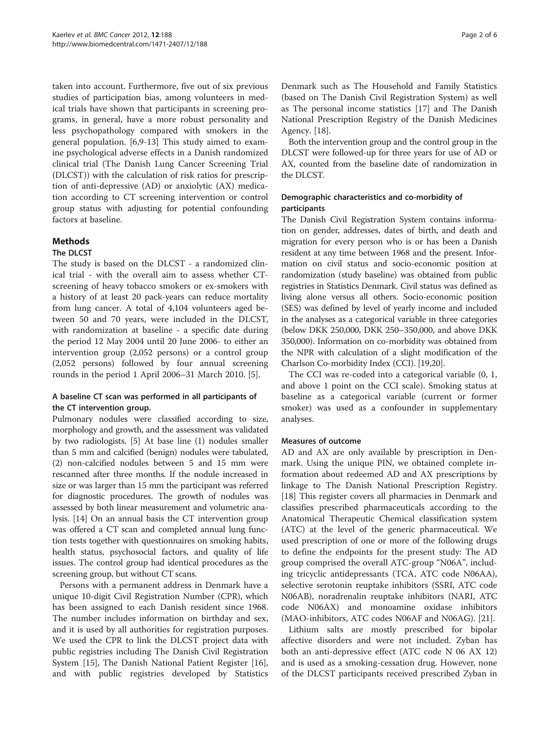taken into account. Furthermore, five out of six previous studies of participation bias, among volunteers in medical trials have shown that participants in screening programs, in general, have a more robust personality and less psychopathology compared with smokers in the general population. [6,9-13] This study aimed to examine psychological adverse effects in a Danish randomized clinical trial (The Danish Lung Cancer Screening Trial (DLCST)) with the calculation of risk ratios for prescription of anti-depressive (AD) or anxiolytic (AX) medication according to CT screening intervention or control group status with adjusting for potential confounding factors at baseline.

## Methods

### The DLCST

The study is based on the DLCST - a randomized clinical trial - with the overall aim to assess whether CT-screening of heavy tobacco smokers or ex-smokers with a history of at least 20 pack-years can reduce mortality from lung cancer. A total of 4,104 volunteers aged between 50 and 70 years, were included in the DLCST, with randomization at baseline - a specific date during the period 12 May 2004 until 20 June 2006- to either an intervention group (2,052 persons) or a control group (2,052 persons) followed by four annual screening rounds in the period 1 April 2006–31 March 2010. [5].

### A baseline CT scan was performed in all participants of the CT intervention group.

Pulmonary nodules were classified according to size, morphology and growth, and the assessment was validated by two radiologists. [5] At base line (1) nodules smaller than 5 mm and calcified (benign) nodules were tabulated, (2) non-calcified nodules between 5 and 15 mm were rescanned after three months. If the nodule increased in size or was larger than 15 mm the participant was referred for diagnostic procedures. The growth of nodules was assessed by both linear measurement and volumetric analysis. [14] On an annual basis the CT intervention group was offered a CT scan and completed annual lung function tests together with questionnaires on smoking habits, health status, psychosocial factors, and quality of life issues. The control group had identical procedures as the screening group, but without CT scans.

Persons with a permanent address in Denmark have a unique 10-digit Civil Registration Number (CPR), which has been assigned to each Danish resident since 1968. The number includes information on birthday and sex, and it is used by all authorities for registration purposes. We used the CPR to link the DLCST project data with public registries including The Danish Civil Registration System [15], The Danish National Patient Register [16], and with public registries developed by Statistics Denmark such as The Household and Family Statistics (based on The Danish Civil Registration System) as well as The personal income statistics [17] and The Danish National Prescription Registry of the Danish Medicines Agency. [18].

Both the intervention group and the control group in the DLCST were followed-up for three years for use of AD or AX, counted from the baseline date of randomization in the DLCST.

### Demographic characteristics and co-morbidity of participants

The Danish Civil Registration System contains information on gender, addresses, dates of birth, and death and migration for every person who is or has been a Danish resident at any time between 1968 and the present. Information on civil status and socio-economic position at randomization (study baseline) was obtained from public registries in Statistics Denmark. Civil status was defined as living alone versus all others. Socio-economic position (SES) was defined by level of yearly income and included in the analyses as a categorical variable in three categories (below DKK 250,000, DKK 250–350,000, and above DKK 350,000). Information on co-morbidity was obtained from the NPR with calculation of a slight modification of the Charlson Co-morbidity Index (CCI). [19,20].

The CCI was re-coded into a categorical variable (0, 1, and above 1 point on the CCI scale). Smoking status at baseline as a categorical variable (current or former smoker) was used as a confounder in supplementary analyses.

### Measures of outcome

AD and AX are only available by prescription in Denmark. Using the unique PIN, we obtained complete information about redeemed AD and AX prescriptions by linkage to The Danish National Prescription Registry. [18] This register covers all pharmacies in Denmark and classifies prescribed pharmaceuticals according to the Anatomical Therapeutic Chemical classification system (ATC) at the level of the generic pharmaceutical. We used prescription of one or more of the following drugs to define the endpoints for the present study: The AD group comprised the overall ATC-group "N06A", including tricyclic antidepressants (TCA, ATC code N06AA), selective serotonin reuptake inhibitors (SSRI, ATC code N06AB), noradrenalin reuptake inhibitors (NARI, ATC code N06AX) and monoamine oxidase inhibitors (MAO-inhibitors, ATC codes N06AF and N06AG). [21].

Lithium salts are mostly prescribed for bipolar affective disorders and were not included. Zyban has both an anti-depressive effect (ATC code N 06 AX 12) and is used as a smoking-cessation drug. However, none of the DLCST participants received prescribed Zyban in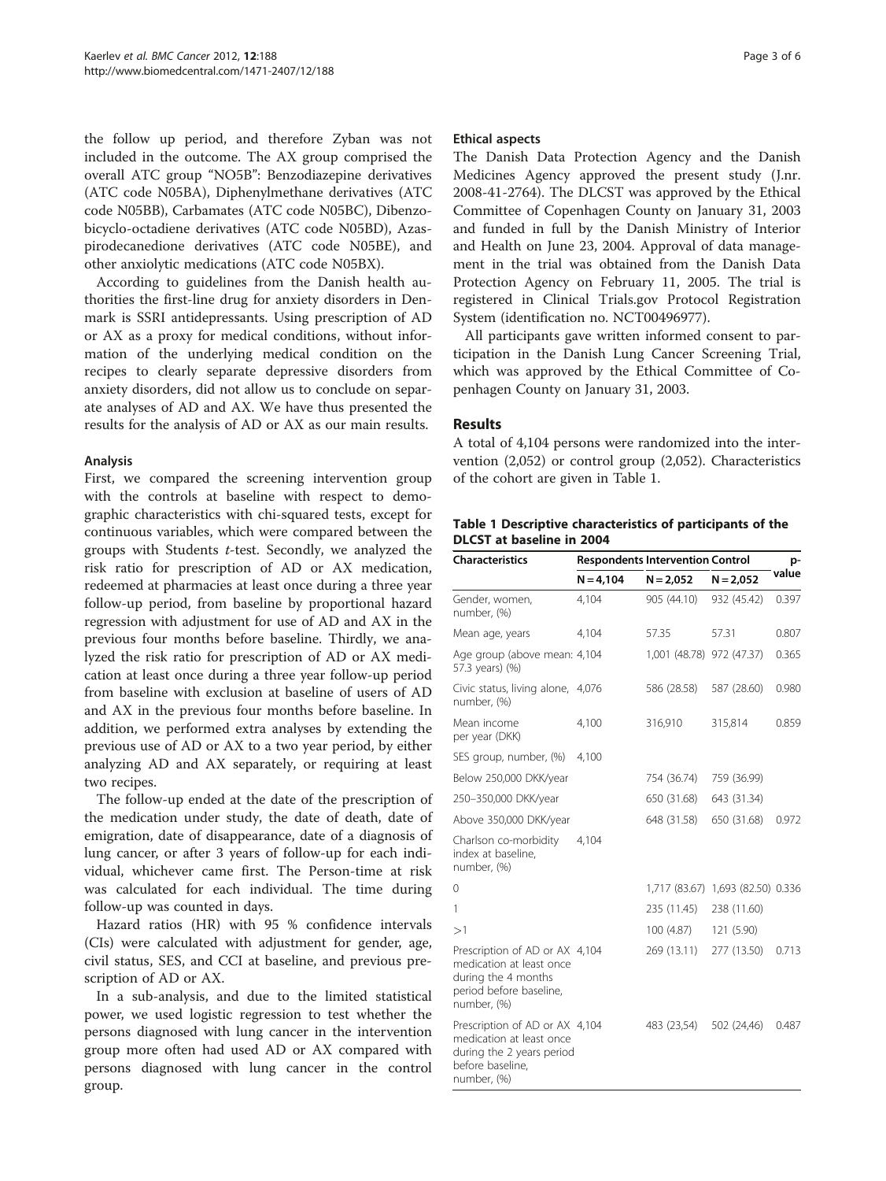the follow up period, and therefore Zyban was not included in the outcome. The AX group comprised the overall ATC group "NO5B": Benzodiazepine derivatives (ATC code N05BA), Diphenylmethane derivatives (ATC code N05BB), Carbamates (ATC code N05BC), Dibenzo-bicyclo-octadiene derivatives (ATC code N05BD), Azaspirodecanedione derivatives (ATC code N05BE), and other anxiolytic medications (ATC code N05BX).

According to guidelines from the Danish health authorities the first-line drug for anxiety disorders in Denmark is SSRI antidepressants. Using prescription of AD or AX as a proxy for medical conditions, without information of the underlying medical condition on the recipes to clearly separate depressive disorders from anxiety disorders, did not allow us to conclude on separate analyses of AD and AX. We have thus presented the results for the analysis of AD or AX as our main results.

#### Analysis

First, we compared the screening intervention group with the controls at baseline with respect to demographic characteristics with chi-squared tests, except for continuous variables, which were compared between the groups with Students *t*-test. Secondly, we analyzed the risk ratio for prescription of AD or AX medication, redeemed at pharmacies at least once during a three year follow-up period, from baseline by proportional hazard regression with adjustment for use of AD and AX in the previous four months before baseline. Thirdly, we analyzed the risk ratio for prescription of AD or AX medication at least once during a three year follow-up period from baseline with exclusion at baseline of users of AD and AX in the previous four months before baseline. In addition, we performed extra analyses by extending the previous use of AD or AX to a two year period, by either analyzing AD and AX separately, or requiring at least two recipes.

The follow-up ended at the date of the prescription of the medication under study, the date of death, date of emigration, date of disappearance, date of a diagnosis of lung cancer, or after 3 years of follow-up for each individual, whichever came first. The Person-time at risk was calculated for each individual. The time during follow-up was counted in days.

Hazard ratios (HR) with 95 % confidence intervals (CIs) were calculated with adjustment for gender, age, civil status, SES, and CCI at baseline, and previous prescription of AD or AX.

In a sub-analysis, and due to the limited statistical power, we used logistic regression to test whether the persons diagnosed with lung cancer in the intervention group more often had used AD or AX compared with persons diagnosed with lung cancer in the control group.

#### Ethical aspects

The Danish Data Protection Agency and the Danish Medicines Agency approved the present study (J.nr. 2008-41-2764). The DLCST was approved by the Ethical Committee of Copenhagen County on January 31, 2003 and funded in full by the Danish Ministry of Interior and Health on June 23, 2004. Approval of data management in the trial was obtained from the Danish Data Protection Agency on February 11, 2005. The trial is registered in Clinical Trials.gov Protocol Registration System (identification no. NCT00496977).

All participants gave written informed consent to participation in the Danish Lung Cancer Screening Trial, which was approved by the Ethical Committee of Copenhagen County on January 31, 2003.

## Results

A total of 4,104 persons were randomized into the intervention (2,052) or control group (2,052). Characteristics of the cohort are given in Table 1.

**Table 1 Descriptive characteristics of participants of the DLCST at baseline in 2004**

| Characteristics | Respondents | Intervention | Control | p-value |
|---|---|---|---|---|
| | N = 4,104 | N = 2,052 | N = 2,052 | |
| Gender, women, number, (%) | 4,104 | 905 (44.10) | 932 (45.42) | 0.397 |
| Mean age, years | 4,104 | 57.35 | 57.31 | 0.807 |
| Age group (above mean: 57.3 years) (%) | 4,104 | 1,001 (48.78) | 972 (47.37) | 0.365 |
| Civic status, living alone, number, (%) | 4,076 | 586 (28.58) | 587 (28.60) | 0.980 |
| Mean income per year (DKK) | 4,100 | 316,910 | 315,814 | 0.859 |
| SES group, number, (%) | 4,100 | | | |
| Below 250,000 DKK/year | | 754 (36.74) | 759 (36.99) | |
| 250–350,000 DKK/year | | 650 (31.68) | 643 (31.34) | |
| Above 350,000 DKK/year | | 648 (31.58) | 650 (31.68) | 0.972 |
| Charlson co-morbidity index at baseline, number, (%) | 4,104 | | | |
| 0 | | 1,717 (83.67) | 1,693 (82.50) | 0.336 |
| 1 | | 235 (11.45) | 238 (11.60) | |
| >1 | | 100 (4.87) | 121 (5.90) | |
| Prescription of AD or AX medication at least once during the 4 months period before baseline, number, (%) | 4,104 | 269 (13.11) | 277 (13.50) | 0.713 |
| Prescription of AD or AX medication at least once during the 2 years period before baseline, number, (%) | 4,104 | 483 (23,54) | 502 (24,46) | 0.487 |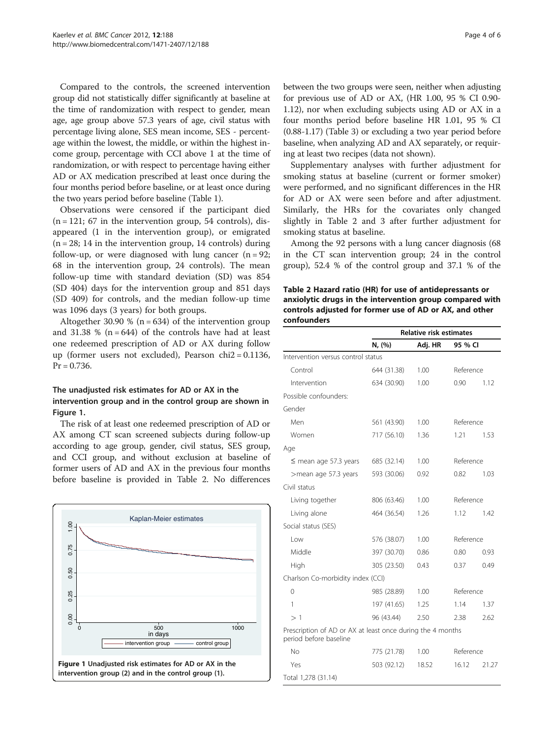Compared to the controls, the screened intervention group did not statistically differ significantly at baseline at the time of randomization with respect to gender, mean age, age group above 57.3 years of age, civil status with percentage living alone, SES mean income, SES - percentage within the lowest, the middle, or within the highest income group, percentage with CCI above 1 at the time of randomization, or with respect to percentage having either AD or AX medication prescribed at least once during the four months period before baseline, or at least once during the two years period before baseline (Table 1).

Observations were censored if the participant died (n = 121; 67 in the intervention group, 54 controls), disappeared (1 in the intervention group), or emigrated (n = 28; 14 in the intervention group, 14 controls) during follow-up, or were diagnosed with lung cancer (n = 92; 68 in the intervention group, 24 controls). The mean follow-up time with standard deviation (SD) was 854 (SD 404) days for the intervention group and 851 days (SD 409) for controls, and the median follow-up time was 1096 days (3 years) for both groups.

Altogether 30.90 % (n = 634) of the intervention group and 31.38 % (n = 644) of the controls have had at least one redeemed prescription of AD or AX during follow up (former users not excluded), Pearson chi2 = 0.1136, Pr = 0.736.

### The unadjusted risk estimates for AD or AX in the intervention group and in the control group are shown in Figure 1.

The risk of at least one redeemed prescription of AD or AX among CT scan screened subjects during follow-up according to age group, gender, civil status, SES group, and CCI group, and without exclusion at baseline of former users of AD and AX in the previous four months before baseline is provided in Table 2. No differences between the two groups were seen, neither when adjusting for previous use of AD or AX, (HR 1.00, 95 % CI 0.90-1.12), nor when excluding subjects using AD or AX in a four months period before baseline HR 1.01, 95 % CI (0.88-1.17) (Table 3) or excluding a two year period before baseline, when analyzing AD and AX separately, or requiring at least two recipes (data not shown).

Supplementary analyses with further adjustment for smoking status at baseline (current or former smoker) were performed, and no significant differences in the HR for AD or AX were seen before and after adjustment. Similarly, the HRs for the covariates only changed slightly in Table 2 and 3 after further adjustment for smoking status at baseline.

Among the 92 persons with a lung cancer diagnosis (68 in the CT scan intervention group; 24 in the control group), 52.4 % of the control group and 37.1 % of the

**Figure 1 Unadjusted risk estimates for AD or AX in the intervention group (2) and in the control group (1).**

**Table 2 Hazard ratio (HR) for use of antidepressants or anxiolytic drugs in the intervention group compared with controls adjusted for former use of AD or AX, and other confounders**

| | Relative risk estimates | | | |
|---|---|---|---|---|
| | N, (%) | Adj. HR | 95 % CI | |
| Intervention versus control status | | | | |
| Control | 644 (31.38) | 1.00 | Reference | |
| Intervention | 634 (30.90) | 1.00 | 0.90 | 1.12 |
| Possible confounders: | | | | |
| Gender | | | | |
| Men | 561 (43.90) | 1.00 | Reference | |
| Women | 717 (56.10) | 1.36 | 1.21 | 1.53 |
| Age | | | | |
| ≤ mean age 57.3 years | 685 (32.14) | 1.00 | Reference | |
| >mean age 57.3 years | 593 (30.06) | 0.92 | 0.82 | 1.03 |
| Civil status | | | | |
| Living together | 806 (63.46) | 1.00 | Reference | |
| Living alone | 464 (36.54) | 1.26 | 1.12 | 1.42 |
| Social status (SES) | | | | |
| Low | 576 (38.07) | 1.00 | Reference | |
| Middle | 397 (30.70) | 0.86 | 0.80 | 0.93 |
| High | 305 (23.50) | 0.43 | 0.37 | 0.49 |
| Charlson Co-morbidity index (CCI) | | | | |
| 0 | 985 (28.89) | 1.00 | Reference | |
| 1 | 197 (41.65) | 1.25 | 1.14 | 1.37 |
| > 1 | 96 (43.44) | 2.50 | 2.38 | 2.62 |
| Prescription of AD or AX at least once during the 4 months period before baseline | | | | |
| No | 775 (21.78) | 1.00 | Reference | |
| Yes | 503 (92.12) | 18.52 | 16.12 | 21.27 |
| Total 1,278 (31.14) | | | | |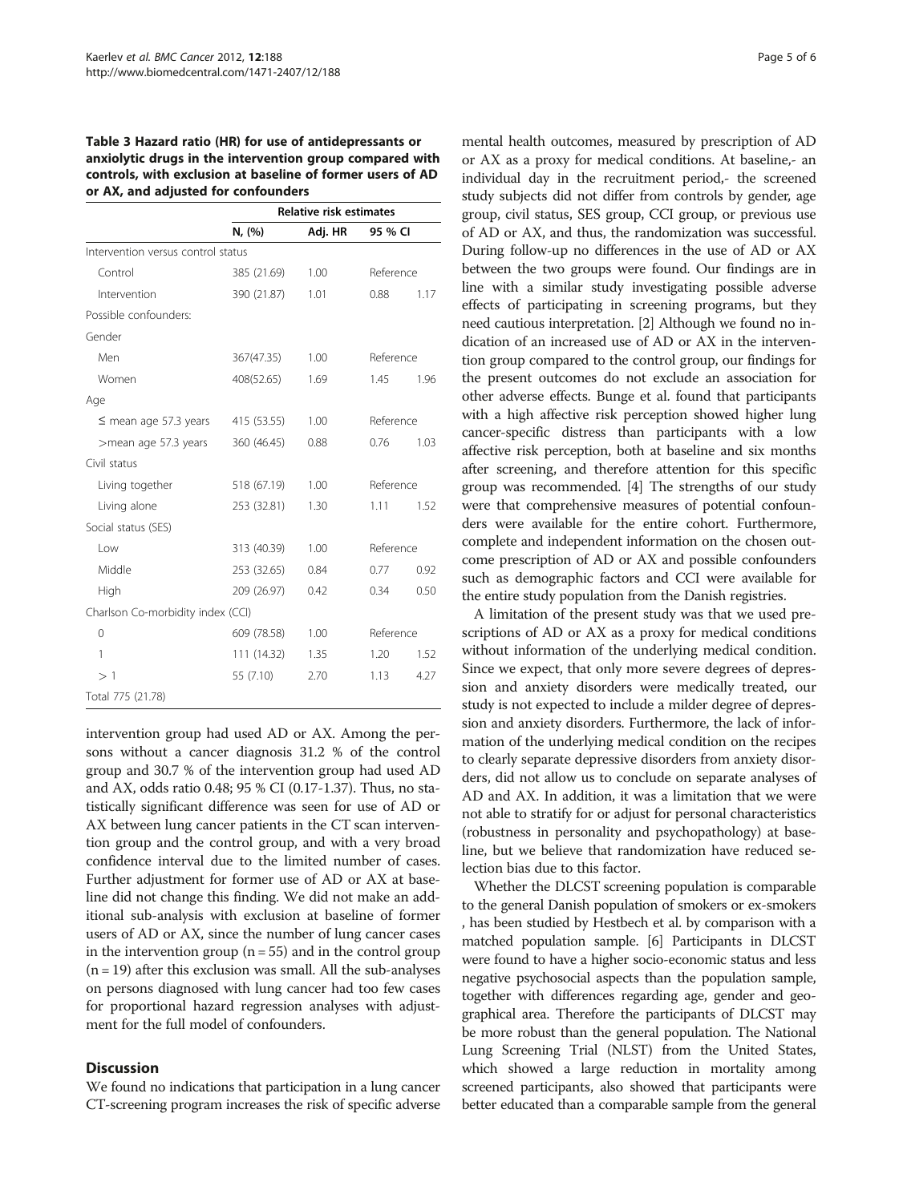**Table 3 Hazard ratio (HR) for use of antidepressants or anxiolytic drugs in the intervention group compared with controls, with exclusion at baseline of former users of AD or AX, and adjusted for confounders**

| | Relative risk estimates | | | |
|---|---|---|---|---|
| | N, (%) | Adj. HR | 95 % CI | |
| Intervention versus control status | | | | |
| Control | 385 (21.69) | 1.00 | Reference | |
| Intervention | 390 (21.87) | 1.01 | 0.88 | 1.17 |
| Possible confounders: | | | | |
| Gender | | | | |
| Men | 367(47.35) | 1.00 | Reference | |
| Women | 408(52.65) | 1.69 | 1.45 | 1.96 |
| Age | | | | |
| ≤ mean age 57.3 years | 415 (53.55) | 1.00 | Reference | |
| >mean age 57.3 years | 360 (46.45) | 0.88 | 0.76 | 1.03 |
| Civil status | | | | |
| Living together | 518 (67.19) | 1.00 | Reference | |
| Living alone | 253 (32.81) | 1.30 | 1.11 | 1.52 |
| Social status (SES) | | | | |
| Low | 313 (40.39) | 1.00 | Reference | |
| Middle | 253 (32.65) | 0.84 | 0.77 | 0.92 |
| High | 209 (26.97) | 0.42 | 0.34 | 0.50 |
| Charlson Co-morbidity index (CCI) | | | | |
| 0 | 609 (78.58) | 1.00 | Reference | |
| 1 | 111 (14.32) | 1.35 | 1.20 | 1.52 |
| > 1 | 55 (7.10) | 2.70 | 1.13 | 4.27 |
| Total 775 (21.78) | | | | |

intervention group had used AD or AX. Among the persons without a cancer diagnosis 31.2 % of the control group and 30.7 % of the intervention group had used AD and AX, odds ratio 0.48; 95 % CI (0.17-1.37). Thus, no statistically significant difference was seen for use of AD or AX between lung cancer patients in the CT scan intervention group and the control group, and with a very broad confidence interval due to the limited number of cases. Further adjustment for former use of AD or AX at baseline did not change this finding. We did not make an additional sub-analysis with exclusion at baseline of former users of AD or AX, since the number of lung cancer cases in the intervention group (n = 55) and in the control group (n = 19) after this exclusion was small. All the sub-analyses on persons diagnosed with lung cancer had too few cases for proportional hazard regression analyses with adjustment for the full model of confounders.

## Discussion

We found no indications that participation in a lung cancer CT-screening program increases the risk of specific adverse mental health outcomes, measured by prescription of AD or AX as a proxy for medical conditions. At baseline,- an individual day in the recruitment period,- the screened study subjects did not differ from controls by gender, age group, civil status, SES group, CCI group, or previous use of AD or AX, and thus, the randomization was successful. During follow-up no differences in the use of AD or AX between the two groups were found. Our findings are in line with a similar study investigating possible adverse effects of participating in screening programs, but they need cautious interpretation. [2] Although we found no indication of an increased use of AD or AX in the intervention group compared to the control group, our findings for the present outcomes do not exclude an association for other adverse effects. Bunge et al. found that participants with a high affective risk perception showed higher lung cancer-specific distress than participants with a low affective risk perception, both at baseline and six months after screening, and therefore attention for this specific group was recommended. [4] The strengths of our study were that comprehensive measures of potential confounders were available for the entire cohort. Furthermore, complete and independent information on the chosen outcome prescription of AD or AX and possible confounders such as demographic factors and CCI were available for the entire study population from the Danish registries.

A limitation of the present study was that we used prescriptions of AD or AX as a proxy for medical conditions without information of the underlying medical condition. Since we expect, that only more severe degrees of depression and anxiety disorders were medically treated, our study is not expected to include a milder degree of depression and anxiety disorders. Furthermore, the lack of information of the underlying medical condition on the recipes to clearly separate depressive disorders from anxiety disorders, did not allow us to conclude on separate analyses of AD and AX. In addition, it was a limitation that we were not able to stratify for or adjust for personal characteristics (robustness in personality and psychopathology) at baseline, but we believe that randomization have reduced selection bias due to this factor.

Whether the DLCST screening population is comparable to the general Danish population of smokers or ex-smokers , has been studied by Hestbech et al. by comparison with a matched population sample. [6] Participants in DLCST were found to have a higher socio-economic status and less negative psychosocial aspects than the population sample, together with differences regarding age, gender and geographical area. Therefore the participants of DLCST may be more robust than the general population. The National Lung Screening Trial (NLST) from the United States, which showed a large reduction in mortality among screened participants, also showed that participants were better educated than a comparable sample from the general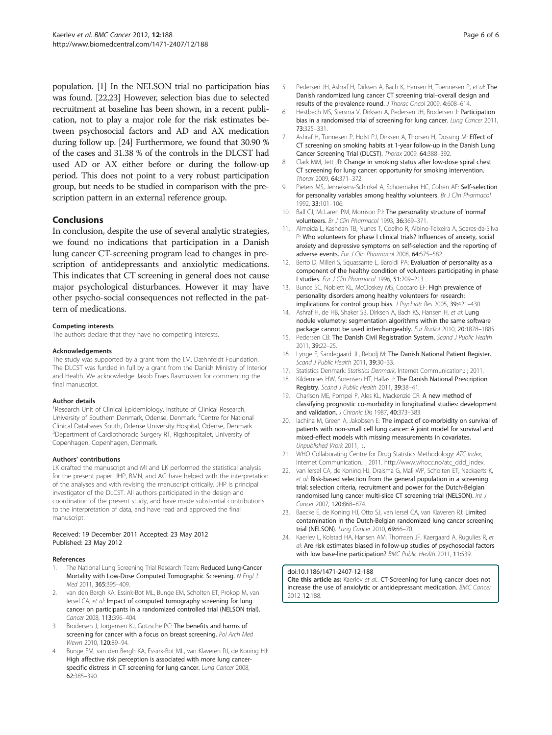population. [1] In the NELSON trial no participation bias was found. [22,23] However, selection bias due to selected recruitment at baseline has been shown, in a recent publication, not to play a major role for the risk estimates between psychosocial factors and AD and AX medication during follow up. [24] Furthermore, we found that 30.90 % of the cases and 31.38 % of the controls in the DLCST had used AD or AX either before or during the follow-up period. This does not point to a very robust participation group, but needs to be studied in comparison with the prescription pattern in an external reference group.

## Conclusions

In conclusion, despite the use of several analytic strategies, we found no indications that participation in a Danish lung cancer CT-screening program lead to changes in prescription of antidepressants and anxiolytic medications. This indicates that CT screening in general does not cause major psychological disturbances. However it may have other psycho-social consequences not reflected in the pattern of medications.

#### Competing interests

The authors declare that they have no competing interests.

#### Acknowledgements

The study was supported by a grant from the I.M. Dæhnfeldt Foundation. The DLCST was funded in full by a grant from the Danish Ministry of Interior and Health. We acknowledge Jakob Fraes Rasmussen for commenting the final manuscript.

#### Author details

[1]Research Unit of Clinical Epidemiology, Institute of Clinical Research, University of Southern Denmark, Odense, Denmark. [2]Centre for National Clinical Databases South, Odense University Hospital, Odense, Denmark. [3]Department of Cardiothoracic Surgery RT, Rigshospitalet, University of Copenhagen, Copenhagen, Denmark.

#### Authors' contributions

LK drafted the manuscript and MI and LK performed the statistical analysis for the present paper. JHP, BMN, and AG have helped with the interpretation of the analyses and with revising the manuscript critically. JHP is principal investigator of the DLCST. All authors participated in the design and coordination of the present study, and have made substantial contributions to the interpretation of data, and have read and approved the final manuscript.

Received: 19 December 2011 Accepted: 23 May 2012
Published: 23 May 2012

#### References

1. The National Lung Screening Trial Research Team: **Reduced Lung-Cancer Mortality with Low-Dose Computed Tomographic Screening.** *N Engl J Med* 2011, **365**:395–409.
2. van den Bergh KA, Essink-Bot ML, Bunge EM, Scholten ET, Prokop M, van Iersel CA, *et al*: **Impact of computed tomography screening for lung cancer on participants in a randomized controlled trial (NELSON trial).** *Cancer* 2008, **113**:396–404.
3. Brodersen J, Jorgensen KJ, Gotzsche PC: **The benefits and harms of screening for cancer with a focus on breast screening.** *Pol Arch Med Wewn* 2010, **120**:89–94.
4. Bunge EM, van den Bergh KA, Essink-Bot ML, van Klaveren RJ, de Koning HJ: **High affective risk perception is associated with more lung cancer-specific distress in CT screening for lung cancer.** *Lung Cancer* 2008, **62**:385–390.
5. Pedersen JH, Ashraf H, Dirksen A, Bach K, Hansen H, Toennesen P, *et al*: **The Danish randomized lung cancer CT screening trial–overall design and results of the prevalence round.** *J Thorac Oncol* 2009, **4**:608–614.
6. Hestbech MS, Siersma V, Dirksen A, Pedersen JH, Brodersen J: **Participation bias in a randomised trial of screening for lung cancer.** *Lung Cancer* 2011, **73**:325–331.
7. Ashraf H, Tonnesen P, Holst PJ, Dirksen A, Thorsen H, Dossing M: **Effect of CT screening on smoking habits at 1-year follow-up in the Danish Lung Cancer Screening Trial (DLCST).** *Thorax* 2009, **64**:388–392.
8. Clark MM, Jett JR: **Change in smoking status after low-dose spiral chest CT screening for lung cancer: opportunity for smoking intervention.** *Thorax* 2009, **64**:371–372.
9. Pieters MS, Jennekens-Schinkel A, Schoemaker HC, Cohen AF: **Self-selection for personality variables among healthy volunteers.** *Br J Clin Pharmacol* 1992, **33**:101–106.
10. Ball CJ, McLaren PM, Morrison PJ: **The personality structure of 'normal' volunteers.** *Br J Clin Pharmacol* 1993, **36**:369–371.
11. Almeida L, Kashdan TB, Nunes T, Coelho R, Albino-Teixeira A, Soares-da-Silva P: **Who volunteers for phase I clinical trials? Influences of anxiety, social anxiety and depressive symptoms on self-selection and the reporting of adverse events.** *Eur J Clin Pharmacol* 2008, **64**:575–582.
12. Berto D, Milleri S, Squassante L, Baroldi PA: **Evaluation of personality as a component of the healthy condition of volunteers participating in phase I studies.** *Eur J Clin Pharmacol* 1996, **51**:209–213.
13. Bunce SC, Noblett KL, McCloskey MS, Coccaro EF: **High prevalence of personality disorders among healthy volunteers for research: implications for control group bias.** *J Psychiatr Res* 2005, **39**:421–430.
14. Ashraf H, de HB, Shaker SB, Dirksen A, Bach KS, Hansen H, *et al*: **Lung nodule volumetry: segmentation algorithms within the same software package cannot be used interchangeably.** *Eur Radiol* 2010, **20**:1878–1885.
15. Pedersen CB: **The Danish Civil Registration System.** *Scand J Public Health* 2011, **39**:22–25.
16. Lynge E, Sandegaard JL, Rebolj M: **The Danish National Patient Register.** *Scand J Public Health* 2011, **39**:30–33.
17. Statistics Denmark: *Statistics Denmark*, Internet Communication.: ; 2011.
18. Kildemoes HW, Sorensen HT, Hallas J: **The Danish National Prescription Registry.** *Scand J Public Health* 2011, **39**:38–41.
19. Charlson ME, Pompei P, Ales KL, Mackenzie CR: **A new method of classifying prognostic co-morbidity in longitudinal studies: development and validation.** *J Chronic Dis* 1987, **40**:373–383.
20. Iachina M, Green A, Jakobsen E: **The impact of co-morbidity on survival of patients with non-small cell lung cancer: A joint model for survival and mixed-effect models with missing measurements in covariates.** *Unpublished Work* 2011, **:**.
21. WHO Collaborating Centre for Drug Statistics Methodology: *ATC Index*, Internet Communication.: ; 2011. http://www.whocc.no/atc_ddd_index.
22. van Iersel CA, de Koning HJ, Draisma G, Mali WP, Scholten ET, Nackaerts K, *et al*: **Risk-based selection from the general population in a screening trial: selection criteria, recruitment and power for the Dutch-Belgian randomised lung cancer multi-slice CT screening trial (NELSON).** *Int J Cancer* 2007, **120**:868–874.
23. Baecke E, de Koning HJ, Otto SJ, van Iersel CA, van Klaveren RJ: **Limited contamination in the Dutch-Belgian randomized lung cancer screening trial (NELSON).** *Lung Cancer* 2010, **69**:66–70.
24. Kaerlev L, Kolstad HA, Hansen AM, Thomsen JF, Kaergaard A, Rugulies R, *et al*: **Are risk estimates biased in follow-up studies of psychosocial factors with low base-line participation?** *BMC Public Health* 2011, **11**:539.

doi:10.1186/1471-2407-12-188
**Cite this article as:** Kaerlev *et al.*: CT-Screening for lung cancer does not increase the use of anxiolytic or antidepressant medication. *BMC Cancer* 2012 **12**:188.